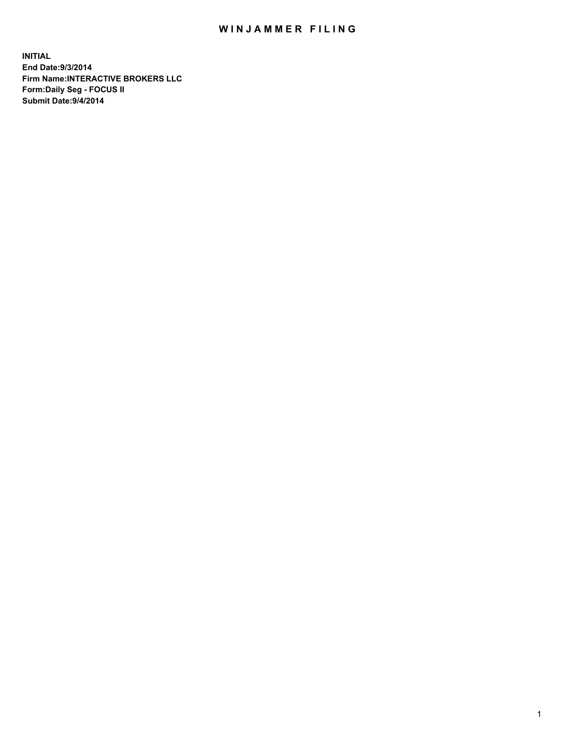# WINJAMMER FILING

**INITIAL**
**End Date:9/3/2014**
**Firm Name:INTERACTIVE BROKERS LLC**
**Form:Daily Seg - FOCUS II**
**Submit Date:9/4/2014**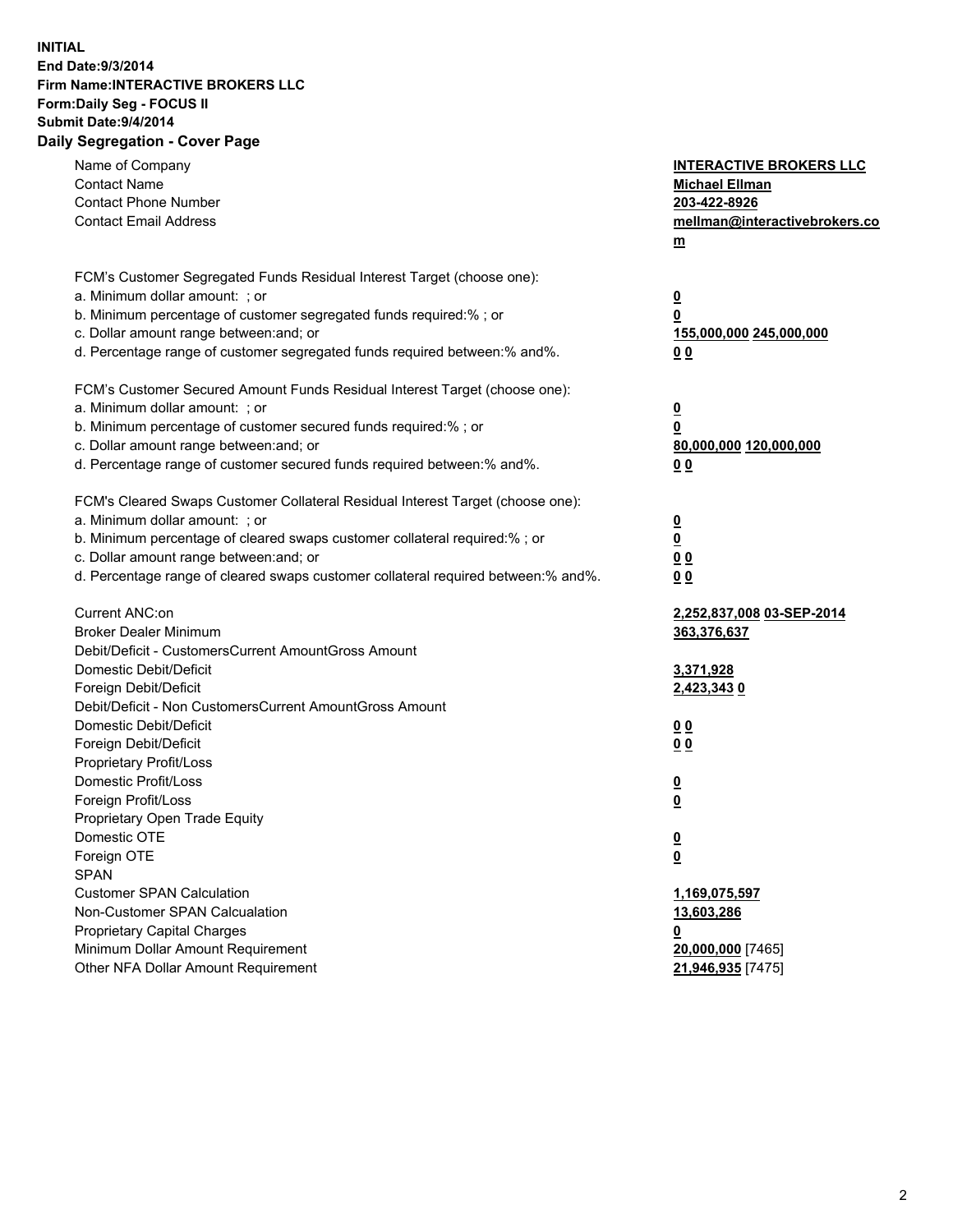**INITIAL**
**End Date:9/3/2014**
**Firm Name:INTERACTIVE BROKERS LLC**
**Form:Daily Seg - FOCUS II**
**Submit Date:9/4/2014**

## Daily Segregation - Cover Page

| | |
|---|---|
| Name of Company | **INTERACTIVE BROKERS LLC** |
| Contact Name | **Michael Ellman** |
| Contact Phone Number | **203-422-8926** |
| Contact Email Address | **mellman@interactivebrokers.com** |
| | |
| FCM's Customer Segregated Funds Residual Interest Target (choose one): | |
| a. Minimum dollar amount: ; or | **0** |
| b. Minimum percentage of customer segregated funds required:% ; or | **0** |
| c. Dollar amount range between:and; or | **155,000,000 245,000,000** |
| d. Percentage range of customer segregated funds required between:% and%. | **0 0** |
| | |
| FCM's Customer Secured Amount Funds Residual Interest Target (choose one): | |
| a. Minimum dollar amount: ; or | **0** |
| b. Minimum percentage of customer secured funds required:% ; or | **0** |
| c. Dollar amount range between:and; or | **80,000,000 120,000,000** |
| d. Percentage range of customer secured funds required between:% and%. | **0 0** |
| | |
| FCM's Cleared Swaps Customer Collateral Residual Interest Target (choose one): | |
| a. Minimum dollar amount: ; or | **0** |
| b. Minimum percentage of cleared swaps customer collateral required:% ; or | **0** |
| c. Dollar amount range between:and; or | **0 0** |
| d. Percentage range of cleared swaps customer collateral required between:% and%. | **0 0** |
| | |
| Current ANC:on | **2,252,837,008 03-SEP-2014** |
| Broker Dealer Minimum | **363,376,637** |
| Debit/Deficit - CustomersCurrent AmountGross Amount | |
| Domestic Debit/Deficit | **3,371,928** |
| Foreign Debit/Deficit | **2,423,343 0** |
| Debit/Deficit - Non CustomersCurrent AmountGross Amount | |
| Domestic Debit/Deficit | **0 0** |
| Foreign Debit/Deficit | **0 0** |
| Proprietary Profit/Loss | |
| Domestic Profit/Loss | **0** |
| Foreign Profit/Loss | **0** |
| Proprietary Open Trade Equity | |
| Domestic OTE | **0** |
| Foreign OTE | **0** |
| SPAN | |
| Customer SPAN Calculation | **1,169,075,597** |
| Non-Customer SPAN Calcualation | **13,603,286** |
| Proprietary Capital Charges | **0** |
| Minimum Dollar Amount Requirement | **20,000,000** [7465] |
| Other NFA Dollar Amount Requirement | **21,946,935** [7475] |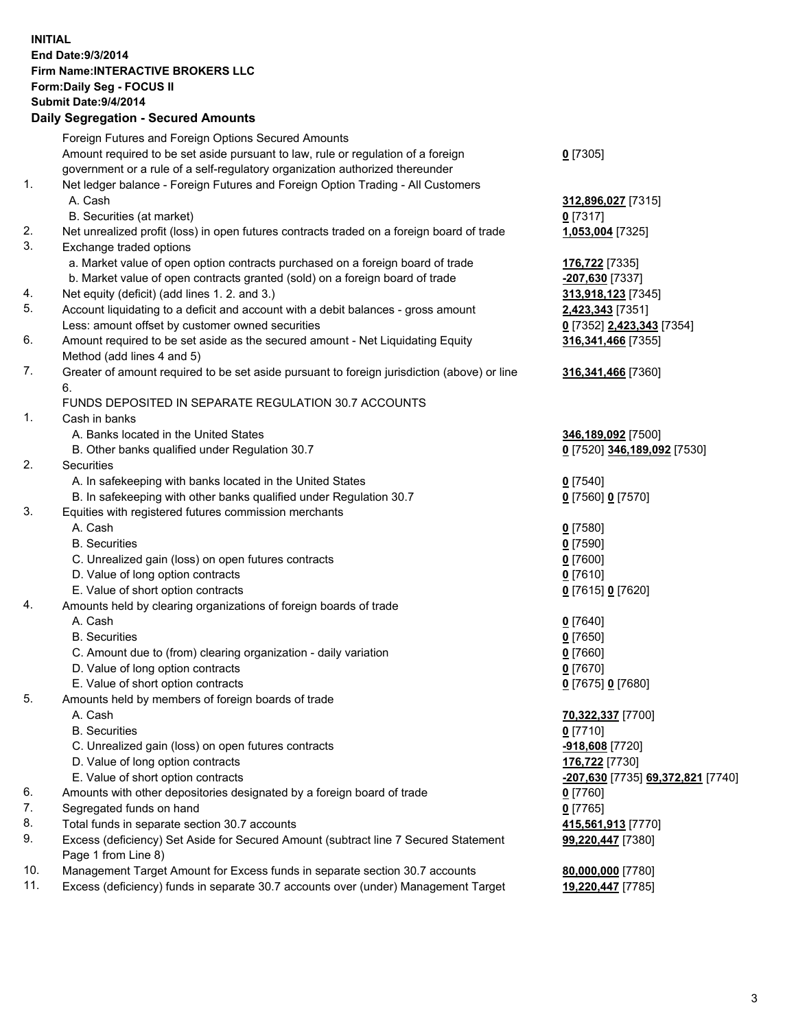**INITIAL**
**End Date:9/3/2014**
**Firm Name:INTERACTIVE BROKERS LLC**
**Form:Daily Seg - FOCUS II**
**Submit Date:9/4/2014**

## Daily Segregation - Secured Amounts

| | | |
|---|---|---|
| | Foreign Futures and Foreign Options Secured Amounts | |
| | Amount required to be set aside pursuant to law, rule or regulation of a foreign government or a rule of a self-regulatory organization authorized thereunder | 0 [7305] |
| 1. | Net ledger balance - Foreign Futures and Foreign Option Trading - All Customers | |
| | A. Cash | 312,896,027 [7315] |
| | B. Securities (at market) | 0 [7317] |
| 2. | Net unrealized profit (loss) in open futures contracts traded on a foreign board of trade | 1,053,004 [7325] |
| 3. | Exchange traded options | |
| | a. Market value of open option contracts purchased on a foreign board of trade | 176,722 [7335] |
| | b. Market value of open contracts granted (sold) on a foreign board of trade | -207,630 [7337] |
| 4. | Net equity (deficit) (add lines 1. 2. and 3.) | 313,918,123 [7345] |
| 5. | Account liquidating to a deficit and account with a debit balances - gross amount | 2,423,343 [7351] |
| | Less: amount offset by customer owned securities | 0 [7352] 2,423,343 [7354] |
| 6. | Amount required to be set aside as the secured amount - Net Liquidating Equity Method (add lines 4 and 5) | 316,341,466 [7355] |
| 7. | Greater of amount required to be set aside pursuant to foreign jurisdiction (above) or line 6. | 316,341,466 [7360] |
| | FUNDS DEPOSITED IN SEPARATE REGULATION 30.7 ACCOUNTS | |
| 1. | Cash in banks | |
| | A. Banks located in the United States | 346,189,092 [7500] |
| | B. Other banks qualified under Regulation 30.7 | 0 [7520] 346,189,092 [7530] |
| 2. | Securities | |
| | A. In safekeeping with banks located in the United States | 0 [7540] |
| | B. In safekeeping with other banks qualified under Regulation 30.7 | 0 [7560] 0 [7570] |
| 3. | Equities with registered futures commission merchants | |
| | A. Cash | 0 [7580] |
| | B. Securities | 0 [7590] |
| | C. Unrealized gain (loss) on open futures contracts | 0 [7600] |
| | D. Value of long option contracts | 0 [7610] |
| | E. Value of short option contracts | 0 [7615] 0 [7620] |
| 4. | Amounts held by clearing organizations of foreign boards of trade | |
| | A. Cash | 0 [7640] |
| | B. Securities | 0 [7650] |
| | C. Amount due to (from) clearing organization - daily variation | 0 [7660] |
| | D. Value of long option contracts | 0 [7670] |
| | E. Value of short option contracts | 0 [7675] 0 [7680] |
| 5. | Amounts held by members of foreign boards of trade | |
| | A. Cash | 70,322,337 [7700] |
| | B. Securities | 0 [7710] |
| | C. Unrealized gain (loss) on open futures contracts | -918,608 [7720] |
| | D. Value of long option contracts | 176,722 [7730] |
| | E. Value of short option contracts | -207,630 [7735] 69,372,821 [7740] |
| 6. | Amounts with other depositories designated by a foreign board of trade | 0 [7760] |
| 7. | Segregated funds on hand | 0 [7765] |
| 8. | Total funds in separate section 30.7 accounts | 415,561,913 [7770] |
| 9. | Excess (deficiency) Set Aside for Secured Amount (subtract line 7 Secured Statement Page 1 from Line 8) | 99,220,447 [7380] |
| 10. | Management Target Amount for Excess funds in separate section 30.7 accounts | 80,000,000 [7780] |
| 11. | Excess (deficiency) funds in separate 30.7 accounts over (under) Management Target | 19,220,447 [7785] |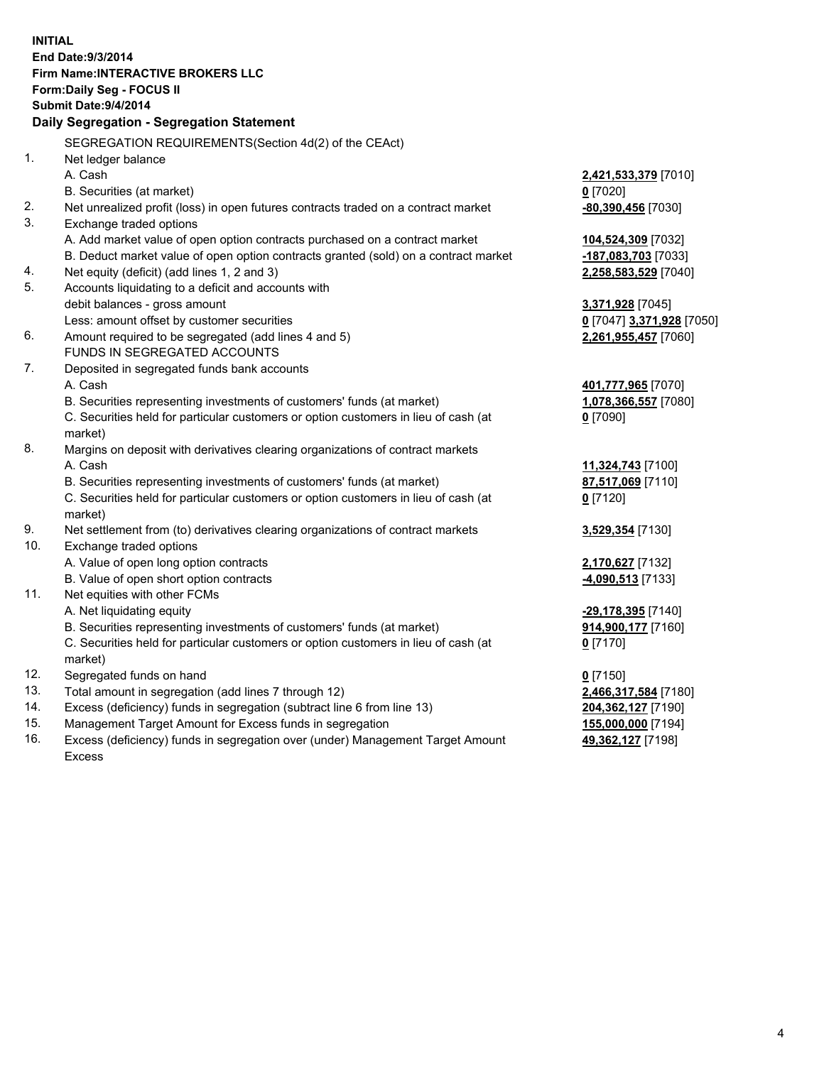**INITIAL**
**End Date:9/3/2014**
**Firm Name:INTERACTIVE BROKERS LLC**
**Form:Daily Seg - FOCUS II**
**Submit Date:9/4/2014**

## Daily Segregation - Segregation Statement

SEGREGATION REQUIREMENTS(Section 4d(2) of the CEAct)

| | | |
|---|---|---|
| 1. | Net ledger balance | |
| | A. Cash | **2,421,533,379** [7010] |
| | B. Securities (at market) | **0** [7020] |
| 2. | Net unrealized profit (loss) in open futures contracts traded on a contract market | **-80,390,456** [7030] |
| 3. | Exchange traded options | |
| | A. Add market value of open option contracts purchased on a contract market | **104,524,309** [7032] |
| | B. Deduct market value of open option contracts granted (sold) on a contract market | **-187,083,703** [7033] |
| 4. | Net equity (deficit) (add lines 1, 2 and 3) | **2,258,583,529** [7040] |
| 5. | Accounts liquidating to a deficit and accounts with debit balances - gross amount | **3,371,928** [7045] |
| | Less: amount offset by customer securities | **0** [7047] **3,371,928** [7050] |
| 6. | Amount required to be segregated (add lines 4 and 5) | **2,261,955,457** [7060] |
| | FUNDS IN SEGREGATED ACCOUNTS | |
| 7. | Deposited in segregated funds bank accounts | |
| | A. Cash | **401,777,965** [7070] |
| | B. Securities representing investments of customers' funds (at market) | **1,078,366,557** [7080] |
| | C. Securities held for particular customers or option customers in lieu of cash (at market) | **0** [7090] |
| 8. | Margins on deposit with derivatives clearing organizations of contract markets | |
| | A. Cash | **11,324,743** [7100] |
| | B. Securities representing investments of customers' funds (at market) | **87,517,069** [7110] |
| | C. Securities held for particular customers or option customers in lieu of cash (at market) | **0** [7120] |
| 9. | Net settlement from (to) derivatives clearing organizations of contract markets | **3,529,354** [7130] |
| 10. | Exchange traded options | |
| | A. Value of open long option contracts | **2,170,627** [7132] |
| | B. Value of open short option contracts | **-4,090,513** [7133] |
| 11. | Net equities with other FCMs | |
| | A. Net liquidating equity | **-29,178,395** [7140] |
| | B. Securities representing investments of customers' funds (at market) | **914,900,177** [7160] |
| | C. Securities held for particular customers or option customers in lieu of cash (at market) | **0** [7170] |
| 12. | Segregated funds on hand | **0** [7150] |
| 13. | Total amount in segregation (add lines 7 through 12) | **2,466,317,584** [7180] |
| 14. | Excess (deficiency) funds in segregation (subtract line 6 from line 13) | **204,362,127** [7190] |
| 15. | Management Target Amount for Excess funds in segregation | **155,000,000** [7194] |
| 16. | Excess (deficiency) funds in segregation over (under) Management Target Amount Excess | **49,362,127** [7198] |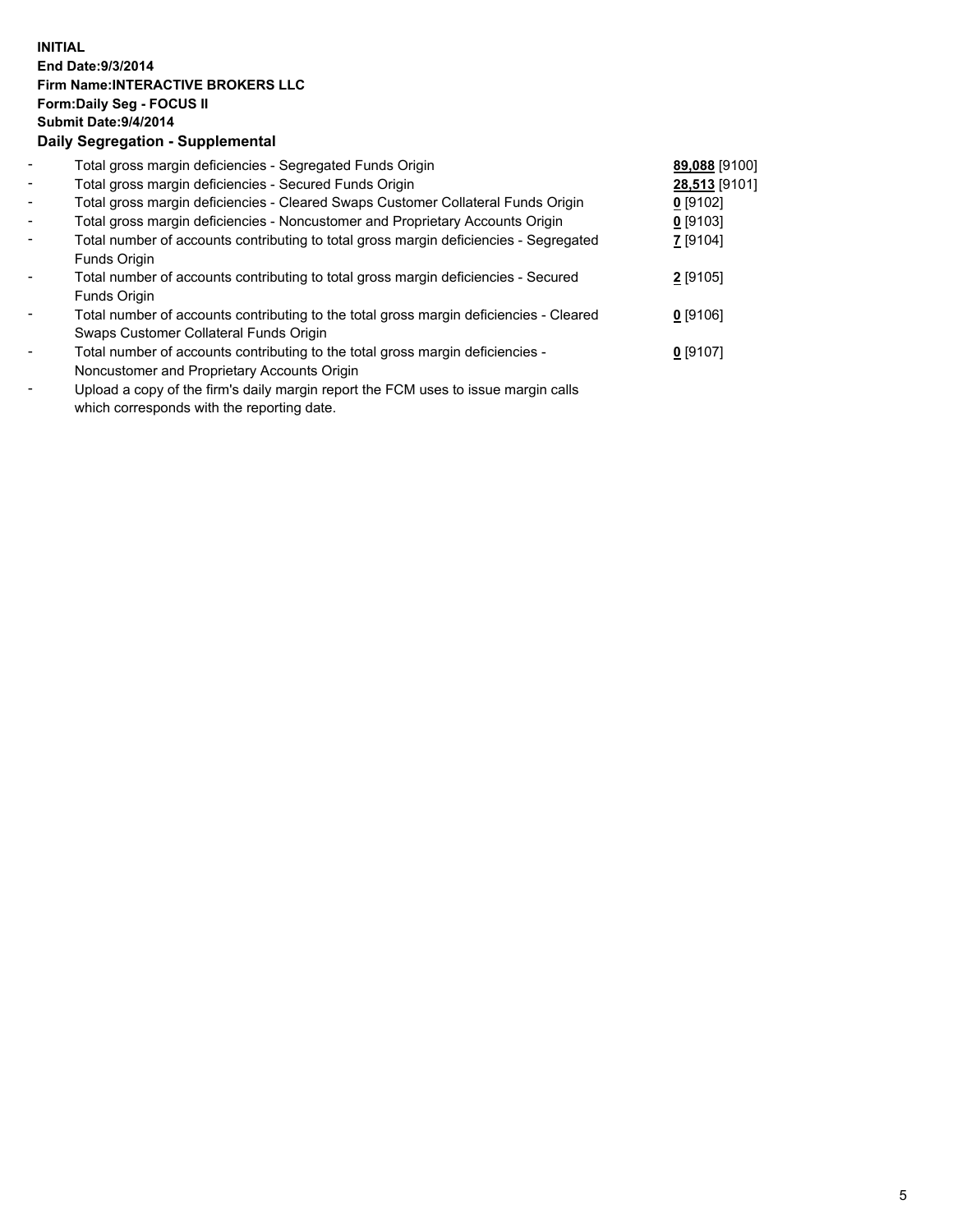**INITIAL**
**End Date:9/3/2014**
**Firm Name:INTERACTIVE BROKERS LLC**
**Form:Daily Seg - FOCUS II**
**Submit Date:9/4/2014**
**Daily Segregation - Supplemental**

| | | |
|---|---|---|
| - | Total gross margin deficiencies - Segregated Funds Origin | **89,088** [9100] |
| - | Total gross margin deficiencies - Secured Funds Origin | **28,513** [9101] |
| - | Total gross margin deficiencies - Cleared Swaps Customer Collateral Funds Origin | **0** [9102] |
| - | Total gross margin deficiencies - Noncustomer and Proprietary Accounts Origin | **0** [9103] |
| - | Total number of accounts contributing to total gross margin deficiencies - Segregated Funds Origin | **7** [9104] |
| - | Total number of accounts contributing to total gross margin deficiencies - Secured Funds Origin | **2** [9105] |
| - | Total number of accounts contributing to the total gross margin deficiencies - Cleared Swaps Customer Collateral Funds Origin | **0** [9106] |
| - | Total number of accounts contributing to the total gross margin deficiencies - Noncustomer and Proprietary Accounts Origin | **0** [9107] |
| - | Upload a copy of the firm's daily margin report the FCM uses to issue margin calls which corresponds with the reporting date. | |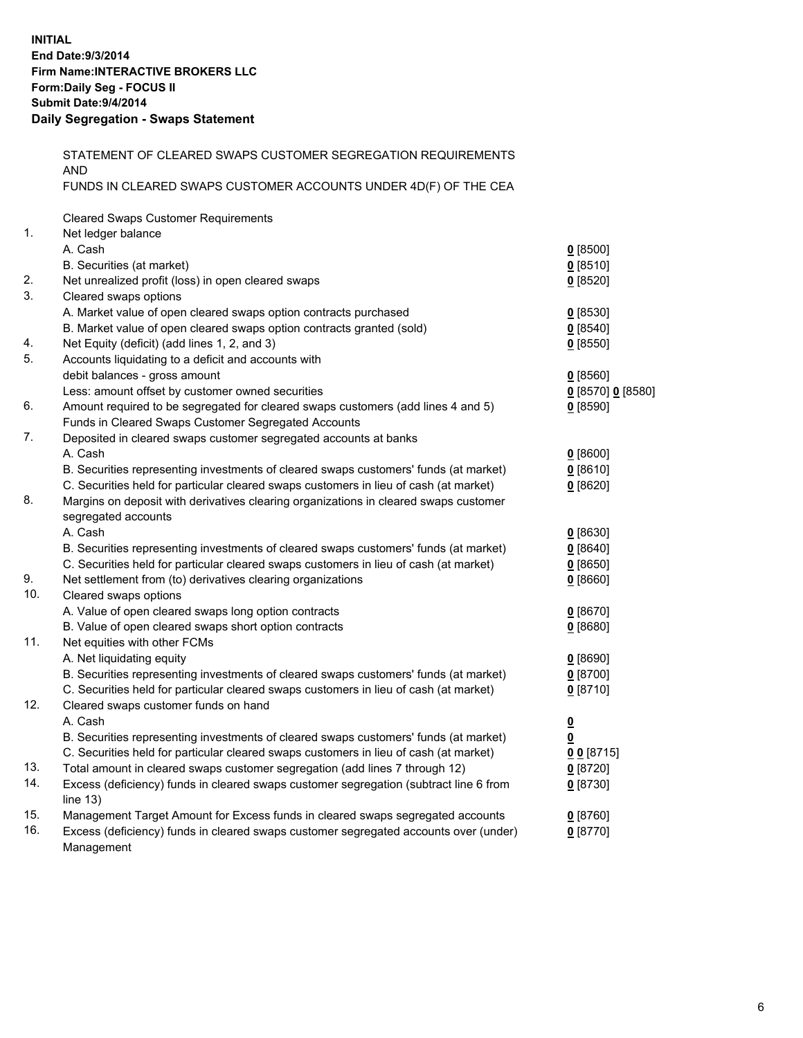**INITIAL**
**End Date:9/3/2014**
**Firm Name:INTERACTIVE BROKERS LLC**
**Form:Daily Seg - FOCUS II**
**Submit Date:9/4/2014**
**Daily Segregation - Swaps Statement**

STATEMENT OF CLEARED SWAPS CUSTOMER SEGREGATION REQUIREMENTS AND FUNDS IN CLEARED SWAPS CUSTOMER ACCOUNTS UNDER 4D(F) OF THE CEA

| | | |
|---|---|---|
| | Cleared Swaps Customer Requirements | |
| 1. | Net ledger balance | |
| | A. Cash | **0** [8500] |
| | B. Securities (at market) | **0** [8510] |
| 2. | Net unrealized profit (loss) in open cleared swaps | **0** [8520] |
| 3. | Cleared swaps options | |
| | A. Market value of open cleared swaps option contracts purchased | **0** [8530] |
| | B. Market value of open cleared swaps option contracts granted (sold) | **0** [8540] |
| 4. | Net Equity (deficit) (add lines 1, 2, and 3) | **0** [8550] |
| 5. | Accounts liquidating to a deficit and accounts with debit balances - gross amount | **0** [8560] |
| | Less: amount offset by customer owned securities | **0** [8570] **0** [8580] |
| 6. | Amount required to be segregated for cleared swaps customers (add lines 4 and 5) | **0** [8590] |
| | Funds in Cleared Swaps Customer Segregated Accounts | |
| 7. | Deposited in cleared swaps customer segregated accounts at banks | |
| | A. Cash | **0** [8600] |
| | B. Securities representing investments of cleared swaps customers' funds (at market) | **0** [8610] |
| | C. Securities held for particular cleared swaps customers in lieu of cash (at market) | **0** [8620] |
| 8. | Margins on deposit with derivatives clearing organizations in cleared swaps customer segregated accounts | |
| | A. Cash | **0** [8630] |
| | B. Securities representing investments of cleared swaps customers' funds (at market) | **0** [8640] |
| | C. Securities held for particular cleared swaps customers in lieu of cash (at market) | **0** [8650] |
| 9. | Net settlement from (to) derivatives clearing organizations | **0** [8660] |
| 10. | Cleared swaps options | |
| | A. Value of open cleared swaps long option contracts | **0** [8670] |
| | B. Value of open cleared swaps short option contracts | **0** [8680] |
| 11. | Net equities with other FCMs | |
| | A. Net liquidating equity | **0** [8690] |
| | B. Securities representing investments of cleared swaps customers' funds (at market) | **0** [8700] |
| | C. Securities held for particular cleared swaps customers in lieu of cash (at market) | **0** [8710] |
| 12. | Cleared swaps customer funds on hand | |
| | A. Cash | **0** |
| | B. Securities representing investments of cleared swaps customers' funds (at market) | **0** |
| | C. Securities held for particular cleared swaps customers in lieu of cash (at market) | **0** **0** [8715] |
| 13. | Total amount in cleared swaps customer segregation (add lines 7 through 12) | **0** [8720] |
| 14. | Excess (deficiency) funds in cleared swaps customer segregation (subtract line 6 from line 13) | **0** [8730] |
| 15. | Management Target Amount for Excess funds in cleared swaps segregated accounts | **0** [8760] |
| 16. | Excess (deficiency) funds in cleared swaps customer segregated accounts over (under) Management | **0** [8770] |